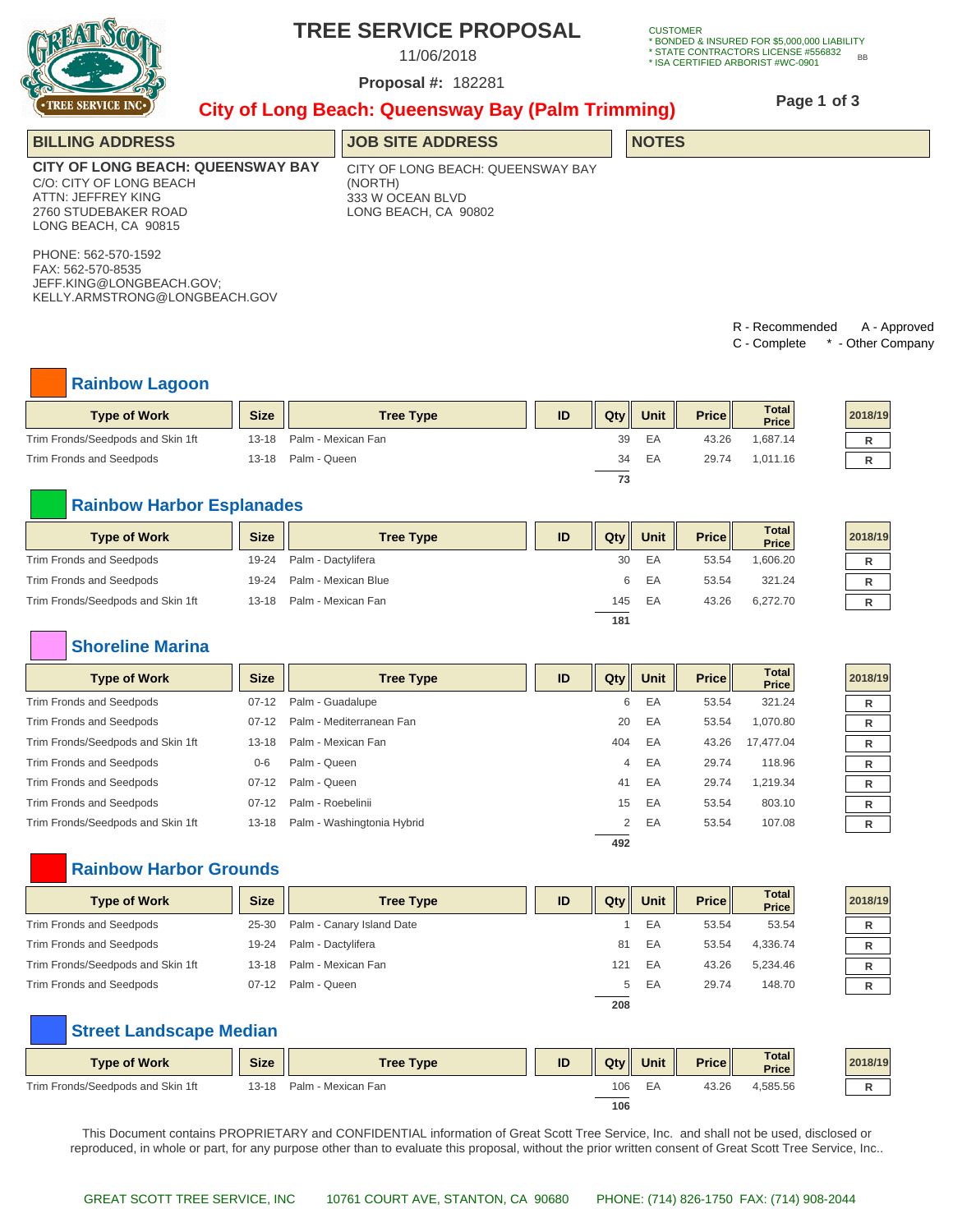# TREE SERVICE PROPOSAL

11/06/2018

**Proposal #:** 182281

CUSTOMER
* BONDED & INSURED FOR $5,000,000 LIABILITY
* STATE CONTRACTORS LICENSE #556832
* ISA CERTIFIED ARBORIST #WC-0901

BB

## City of Long Beach: Queensway Bay (Palm Trimming)

| BILLING ADDRESS | JOB SITE ADDRESS | NOTES |
|---|---|---|
| **CITY OF LONG BEACH: QUEENSWAY BAY**<br>C/O: CITY OF LONG BEACH<br>ATTN: JEFFREY KING<br>2760 STUDEBAKER ROAD<br>LONG BEACH, CA 90815<br><br>PHONE: 562-570-1592<br>FAX: 562-570-8535<br>JEFF.KING@LONGBEACH.GOV;<br>KELLY.ARMSTRONG@LONGBEACH.GOV | CITY OF LONG BEACH: QUEENSWAY BAY (NORTH)<br>333 W OCEAN BLVD<br>LONG BEACH, CA 90802 | |

R - Recommended   A - Approved
C - Complete   * - Other Company

### Rainbow Lagoon

| Type of Work | Size | Tree Type | ID | Qty | Unit | Price | Total Price | 2018/19 |
|---|---|---|---|---|---|---|---|---|
| Trim Fronds/Seedpods and Skin 1ft | 13-18 | Palm - Mexican Fan | | 39 | EA | 43.26 | 1,687.14 | R |
| Trim Fronds and Seedpods | 13-18 | Palm - Queen | | 34 | EA | 29.74 | 1,011.16 | R |
| | | | | **73** | | | | |

### Rainbow Harbor Esplanades

| Type of Work | Size | Tree Type | ID | Qty | Unit | Price | Total Price | 2018/19 |
|---|---|---|---|---|---|---|---|---|
| Trim Fronds and Seedpods | 19-24 | Palm - Dactylifera | | 30 | EA | 53.54 | 1,606.20 | R |
| Trim Fronds and Seedpods | 19-24 | Palm - Mexican Blue | | 6 | EA | 53.54 | 321.24 | R |
| Trim Fronds/Seedpods and Skin 1ft | 13-18 | Palm - Mexican Fan | | 145 | EA | 43.26 | 6,272.70 | R |
| | | | | **181** | | | | |

### Shoreline Marina

| Type of Work | Size | Tree Type | ID | Qty | Unit | Price | Total Price | 2018/19 |
|---|---|---|---|---|---|---|---|---|
| Trim Fronds and Seedpods | 07-12 | Palm - Guadalupe | | 6 | EA | 53.54 | 321.24 | R |
| Trim Fronds and Seedpods | 07-12 | Palm - Mediterranean Fan | | 20 | EA | 53.54 | 1,070.80 | R |
| Trim Fronds/Seedpods and Skin 1ft | 13-18 | Palm - Mexican Fan | | 404 | EA | 43.26 | 17,477.04 | R |
| Trim Fronds and Seedpods | 0-6 | Palm - Queen | | 4 | EA | 29.74 | 118.96 | R |
| Trim Fronds and Seedpods | 07-12 | Palm - Queen | | 41 | EA | 29.74 | 1,219.34 | R |
| Trim Fronds and Seedpods | 07-12 | Palm - Roebelinii | | 15 | EA | 53.54 | 803.10 | R |
| Trim Fronds/Seedpods and Skin 1ft | 13-18 | Palm - Washingtonia Hybrid | | 2 | EA | 53.54 | 107.08 | R |
| | | | | **492** | | | | |

### Rainbow Harbor Grounds

| Type of Work | Size | Tree Type | ID | Qty | Unit | Price | Total Price | 2018/19 |
|---|---|---|---|---|---|---|---|---|
| Trim Fronds and Seedpods | 25-30 | Palm - Canary Island Date | | 1 | EA | 53.54 | 53.54 | R |
| Trim Fronds and Seedpods | 19-24 | Palm - Dactylifera | | 81 | EA | 53.54 | 4,336.74 | R |
| Trim Fronds/Seedpods and Skin 1ft | 13-18 | Palm - Mexican Fan | | 121 | EA | 43.26 | 5,234.46 | R |
| Trim Fronds and Seedpods | 07-12 | Palm - Queen | | 5 | EA | 29.74 | 148.70 | R |
| | | | | **208** | | | | |

### Street Landscape Median

| Type of Work | Size | Tree Type | ID | Qty | Unit | Price | Total Price | 2018/19 |
|---|---|---|---|---|---|---|---|---|
| Trim Fronds/Seedpods and Skin 1ft | 13-18 | Palm - Mexican Fan | | 106 | EA | 43.26 | 4,585.56 | R |
| | | | | **106** | | | | |

This Document contains PROPRIETARY and CONFIDENTIAL information of Great Scott Tree Service, Inc. and shall not be used, disclosed or reproduced, in whole or part, for any purpose other than to evaluate this proposal, without the prior written consent of Great Scott Tree Service, Inc..

GREAT SCOTT TREE SERVICE, INC   10761 COURT AVE, STANTON, CA 90680   PHONE: (714) 826-1750 FAX: (714) 908-2044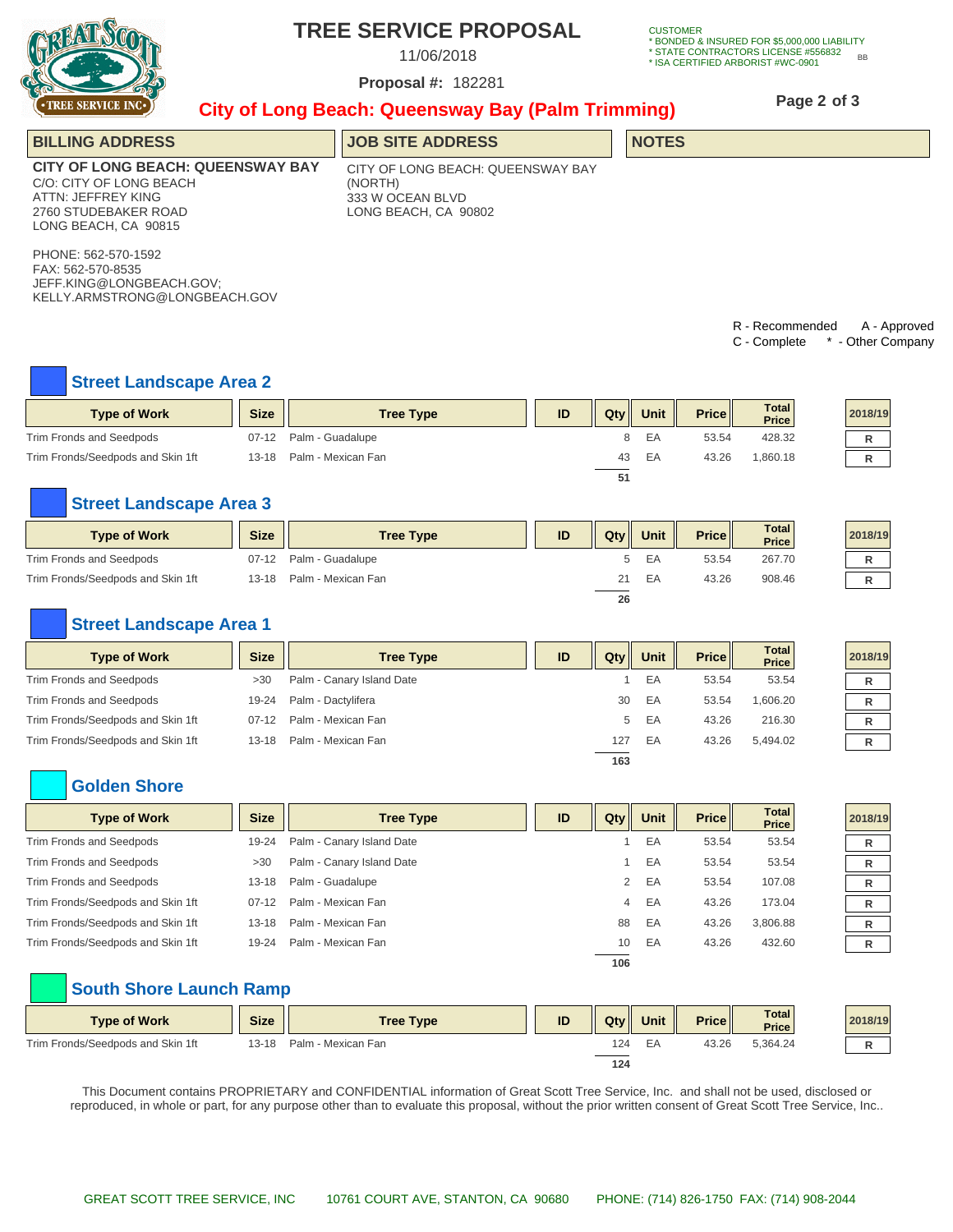# TREE SERVICE PROPOSAL

11/06/2018

**Proposal #:** 182281

CUSTOMER
* BONDED & INSURED FOR $5,000,000 LIABILITY
* STATE CONTRACTORS LICENSE #556832
* ISA CERTIFIED ARBORIST #WC-0901

BB

## City of Long Beach: Queensway Bay (Palm Trimming)

| BILLING ADDRESS | JOB SITE ADDRESS | NOTES |
|---|---|---|

**CITY OF LONG BEACH: QUEENSWAY BAY**
C/O: CITY OF LONG BEACH
ATTN: JEFFREY KING
2760 STUDEBAKER ROAD
LONG BEACH, CA 90815

PHONE: 562-570-1592
FAX: 562-570-8535
JEFF.KING@LONGBEACH.GOV;
KELLY.ARMSTRONG@LONGBEACH.GOV

CITY OF LONG BEACH: QUEENSWAY BAY (NORTH)
333 W OCEAN BLVD
LONG BEACH, CA 90802

R - Recommended A - Approved
C - Complete * - Other Company

### Street Landscape Area 2

| Type of Work | Size | Tree Type | ID | Qty | Unit | Price | Total Price | 2018/19 |
|---|---|---|---|---|---|---|---|---|
| Trim Fronds and Seedpods | 07-12 | Palm - Guadalupe | | 8 | EA | 53.54 | 428.32 | R |
| Trim Fronds/Seedpods and Skin 1ft | 13-18 | Palm - Mexican Fan | | 43 | EA | 43.26 | 1,860.18 | R |
| | | | | 51 | | | | |

### Street Landscape Area 3

| Type of Work | Size | Tree Type | ID | Qty | Unit | Price | Total Price | 2018/19 |
|---|---|---|---|---|---|---|---|---|
| Trim Fronds and Seedpods | 07-12 | Palm - Guadalupe | | 5 | EA | 53.54 | 267.70 | R |
| Trim Fronds/Seedpods and Skin 1ft | 13-18 | Palm - Mexican Fan | | 21 | EA | 43.26 | 908.46 | R |
| | | | | 26 | | | | |

### Street Landscape Area 1

| Type of Work | Size | Tree Type | ID | Qty | Unit | Price | Total Price | 2018/19 |
|---|---|---|---|---|---|---|---|---|
| Trim Fronds and Seedpods | >30 | Palm - Canary Island Date | | 1 | EA | 53.54 | 53.54 | R |
| Trim Fronds and Seedpods | 19-24 | Palm - Dactylifera | | 30 | EA | 53.54 | 1,606.20 | R |
| Trim Fronds/Seedpods and Skin 1ft | 07-12 | Palm - Mexican Fan | | 5 | EA | 43.26 | 216.30 | R |
| Trim Fronds/Seedpods and Skin 1ft | 13-18 | Palm - Mexican Fan | | 127 | EA | 43.26 | 5,494.02 | R |
| | | | | 163 | | | | |

### Golden Shore

| Type of Work | Size | Tree Type | ID | Qty | Unit | Price | Total Price | 2018/19 |
|---|---|---|---|---|---|---|---|---|
| Trim Fronds and Seedpods | 19-24 | Palm - Canary Island Date | | 1 | EA | 53.54 | 53.54 | R |
| Trim Fronds and Seedpods | >30 | Palm - Canary Island Date | | 1 | EA | 53.54 | 53.54 | R |
| Trim Fronds and Seedpods | 13-18 | Palm - Guadalupe | | 2 | EA | 53.54 | 107.08 | R |
| Trim Fronds/Seedpods and Skin 1ft | 07-12 | Palm - Mexican Fan | | 4 | EA | 43.26 | 173.04 | R |
| Trim Fronds/Seedpods and Skin 1ft | 13-18 | Palm - Mexican Fan | | 88 | EA | 43.26 | 3,806.88 | R |
| Trim Fronds/Seedpods and Skin 1ft | 19-24 | Palm - Mexican Fan | | 10 | EA | 43.26 | 432.60 | R |
| | | | | 106 | | | | |

### South Shore Launch Ramp

| Type of Work | Size | Tree Type | ID | Qty | Unit | Price | Total Price | 2018/19 |
|---|---|---|---|---|---|---|---|---|
| Trim Fronds/Seedpods and Skin 1ft | 13-18 | Palm - Mexican Fan | | 124 | EA | 43.26 | 5,364.24 | R |
| | | | | 124 | | | | |

This Document contains PROPRIETARY and CONFIDENTIAL information of Great Scott Tree Service, Inc. and shall not be used, disclosed or reproduced, in whole or part, for any purpose other than to evaluate this proposal, without the prior written consent of Great Scott Tree Service, Inc..

GREAT SCOTT TREE SERVICE, INC 10761 COURT AVE, STANTON, CA 90680 PHONE: (714) 826-1750 FAX: (714) 908-2044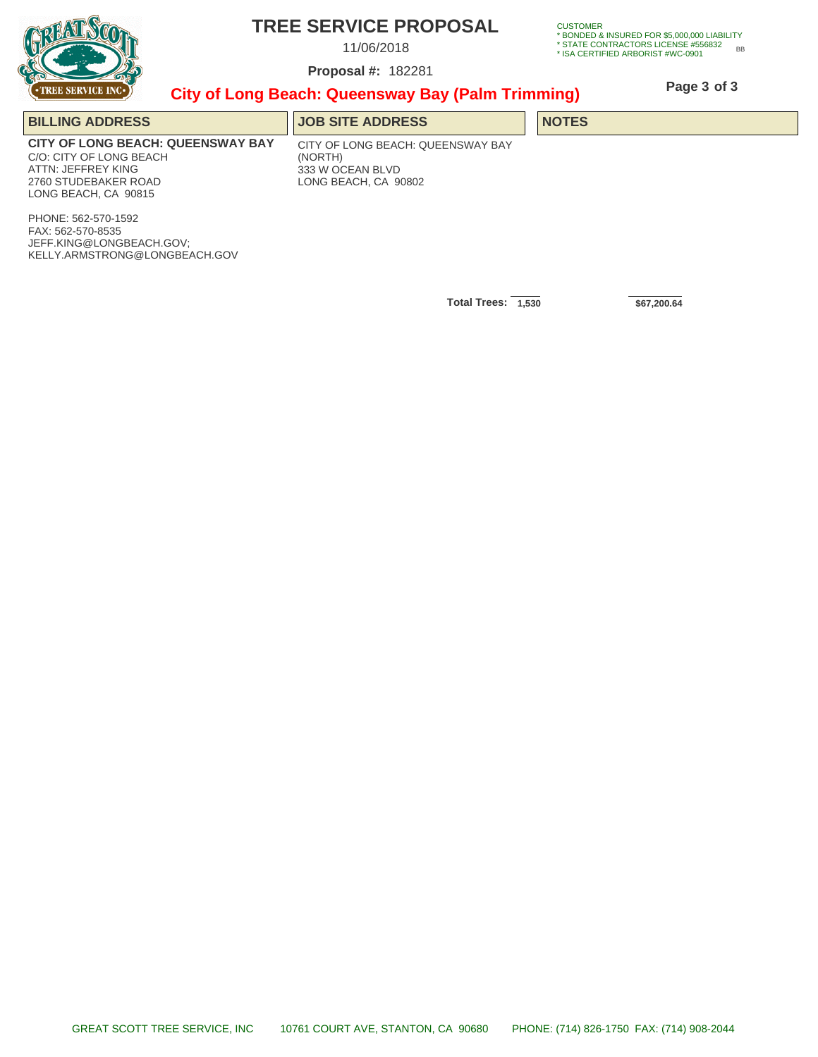# TREE SERVICE PROPOSAL

11/06/2018

**Proposal #:** 182281

CUSTOMER
* BONDED & INSURED FOR $5,000,000 LIABILITY
* STATE CONTRACTORS LICENSE #556832
* ISA CERTIFIED ARBORIST #WC-0901

BB

## City of Long Beach: Queensway Bay (Palm Trimming)

| BILLING ADDRESS | JOB SITE ADDRESS | NOTES |
|---|---|---|
| **CITY OF LONG BEACH: QUEENSWAY BAY**<br>C/O: CITY OF LONG BEACH<br>ATTN: JEFFREY KING<br>2760 STUDEBAKER ROAD<br>LONG BEACH, CA 90815<br><br>PHONE: 562-570-1592<br>FAX: 562-570-8535<br>JEFF.KING@LONGBEACH.GOV;<br>KELLY.ARMSTRONG@LONGBEACH.GOV | CITY OF LONG BEACH: QUEENSWAY BAY (NORTH)<br>333 W OCEAN BLVD<br>LONG BEACH, CA 90802 | |

**Total Trees:** 1,530 $67,200.64

GREAT SCOTT TREE SERVICE, INC 10761 COURT AVE, STANTON, CA 90680 PHONE: (714) 826-1750 FAX: (714) 908-2044